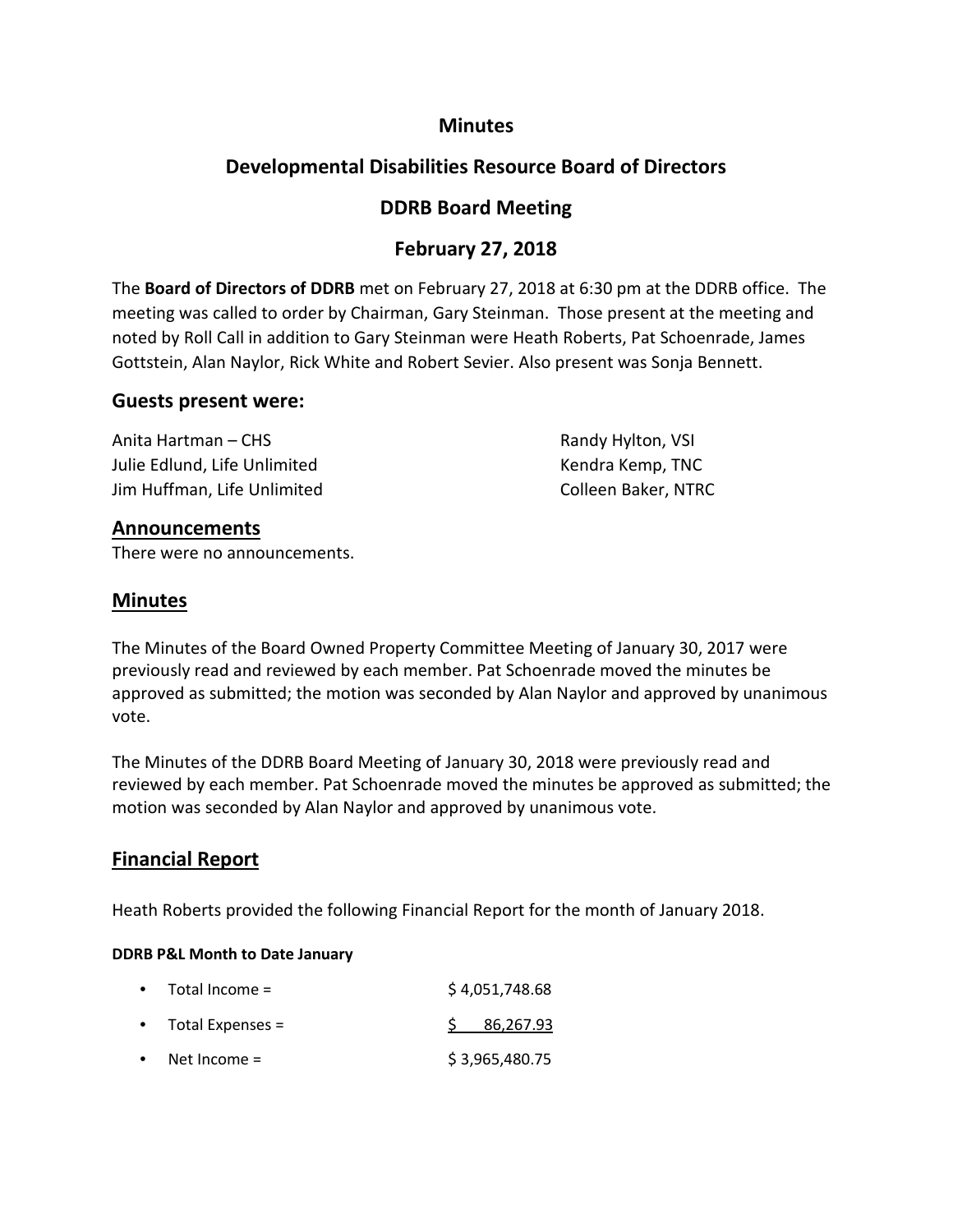# Minutes

## Developmental Disabilities Resource Board of Directors

## DDRB Board Meeting

## February 27, 2018

The **Board of Directors of DDRB** met on February 27, 2018 at 6:30 pm at the DDRB office. The meeting was called to order by Chairman, Gary Steinman. Those present at the meeting and noted by Roll Call in addition to Gary Steinman were Heath Roberts, Pat Schoenrade, James Gottstein, Alan Naylor, Rick White and Robert Sevier. Also present was Sonja Bennett.

### Guests present were:

Anita Hartman – CHS
Julie Edlund, Life Unlimited
Jim Huffman, Life Unlimited
Randy Hylton, VSI
Kendra Kemp, TNC
Colleen Baker, NTRC

## Announcements

There were no announcements.

## Minutes

The Minutes of the Board Owned Property Committee Meeting of January 30, 2017 were previously read and reviewed by each member. Pat Schoenrade moved the minutes be approved as submitted; the motion was seconded by Alan Naylor and approved by unanimous vote.

The Minutes of the DDRB Board Meeting of January 30, 2018 were previously read and reviewed by each member. Pat Schoenrade moved the minutes be approved as submitted; the motion was seconded by Alan Naylor and approved by unanimous vote.

## Financial Report

Heath Roberts provided the following Financial Report for the month of January 2018.

**DDRB P&L Month to Date January**

- Total Income = $ 4,051,748.68
- Total Expenses = $ 86,267.93
- Net Income = $ 3,965,480.75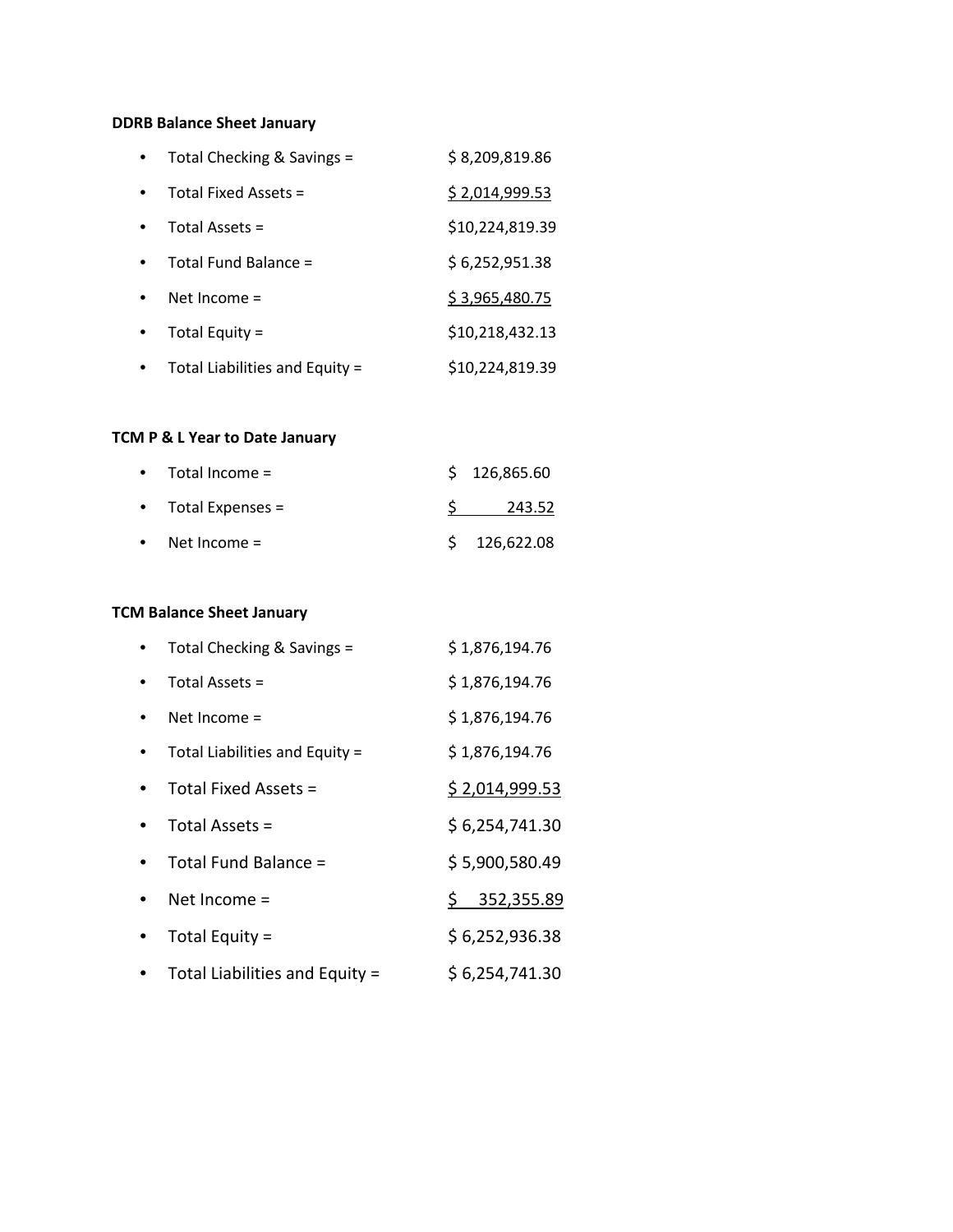**DDRB Balance Sheet January**

- Total Checking & Savings = $ 8,209,819.86
- Total Fixed Assets = $ 2,014,999.53
- Total Assets = $10,224,819.39
- Total Fund Balance = $ 6,252,951.38
- Net Income = $ 3,965,480.75
- Total Equity = $10,218,432.13
- Total Liabilities and Equity = $10,224,819.39

**TCM P & L Year to Date January**

- Total Income = $ 126,865.60
- Total Expenses = $ 243.52
- Net Income = $ 126,622.08

**TCM Balance Sheet January**

- Total Checking & Savings = $ 1,876,194.76
- Total Assets = $ 1,876,194.76
- Net Income = $ 1,876,194.76
- Total Liabilities and Equity = $ 1,876,194.76
- Total Fixed Assets = $ 2,014,999.53
- Total Assets = $ 6,254,741.30
- Total Fund Balance = $ 5,900,580.49
- Net Income = $ 352,355.89
- Total Equity = $ 6,252,936.38
- Total Liabilities and Equity = $ 6,254,741.30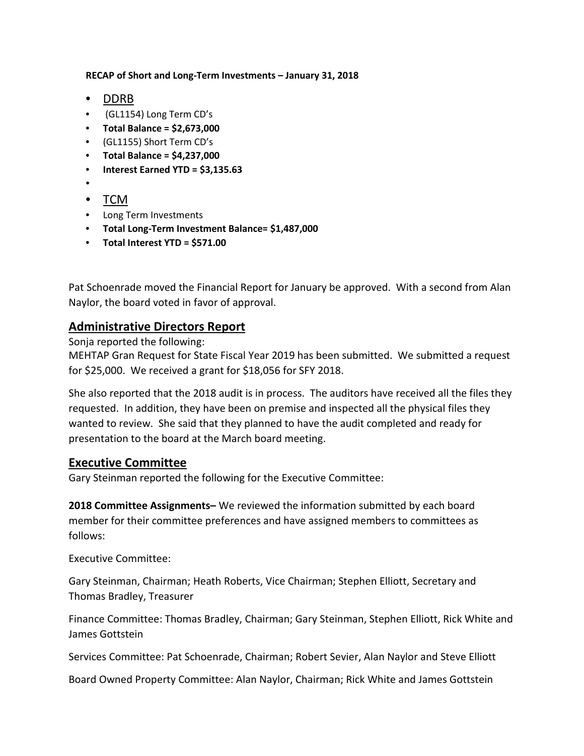**RECAP of Short and Long-Term Investments – January 31, 2018**

- <u>DDRB</u>
- (GL1154) Long Term CD's
- **Total Balance = $2,673,000**
- (GL1155) Short Term CD's
- **Total Balance = $4,237,000**
- **Interest Earned YTD = $3,135.63**
-
- <u>TCM</u>
- Long Term Investments
- **Total Long-Term Investment Balance= $1,487,000**
- **Total Interest YTD = $571.00**

Pat Schoenrade moved the Financial Report for January be approved. With a second from Alan Naylor, the board voted in favor of approval.

## Administrative Directors Report

Sonja reported the following:
MEHTAP Gran Request for State Fiscal Year 2019 has been submitted. We submitted a request for $25,000. We received a grant for $18,056 for SFY 2018.

She also reported that the 2018 audit is in process. The auditors have received all the files they requested. In addition, they have been on premise and inspected all the physical files they wanted to review. She said that they planned to have the audit completed and ready for presentation to the board at the March board meeting.

## Executive Committee

Gary Steinman reported the following for the Executive Committee:

**2018 Committee Assignments–** We reviewed the information submitted by each board member for their committee preferences and have assigned members to committees as follows:

Executive Committee:

Gary Steinman, Chairman; Heath Roberts, Vice Chairman; Stephen Elliott, Secretary and Thomas Bradley, Treasurer

Finance Committee: Thomas Bradley, Chairman; Gary Steinman, Stephen Elliott, Rick White and James Gottstein

Services Committee: Pat Schoenrade, Chairman; Robert Sevier, Alan Naylor and Steve Elliott

Board Owned Property Committee: Alan Naylor, Chairman; Rick White and James Gottstein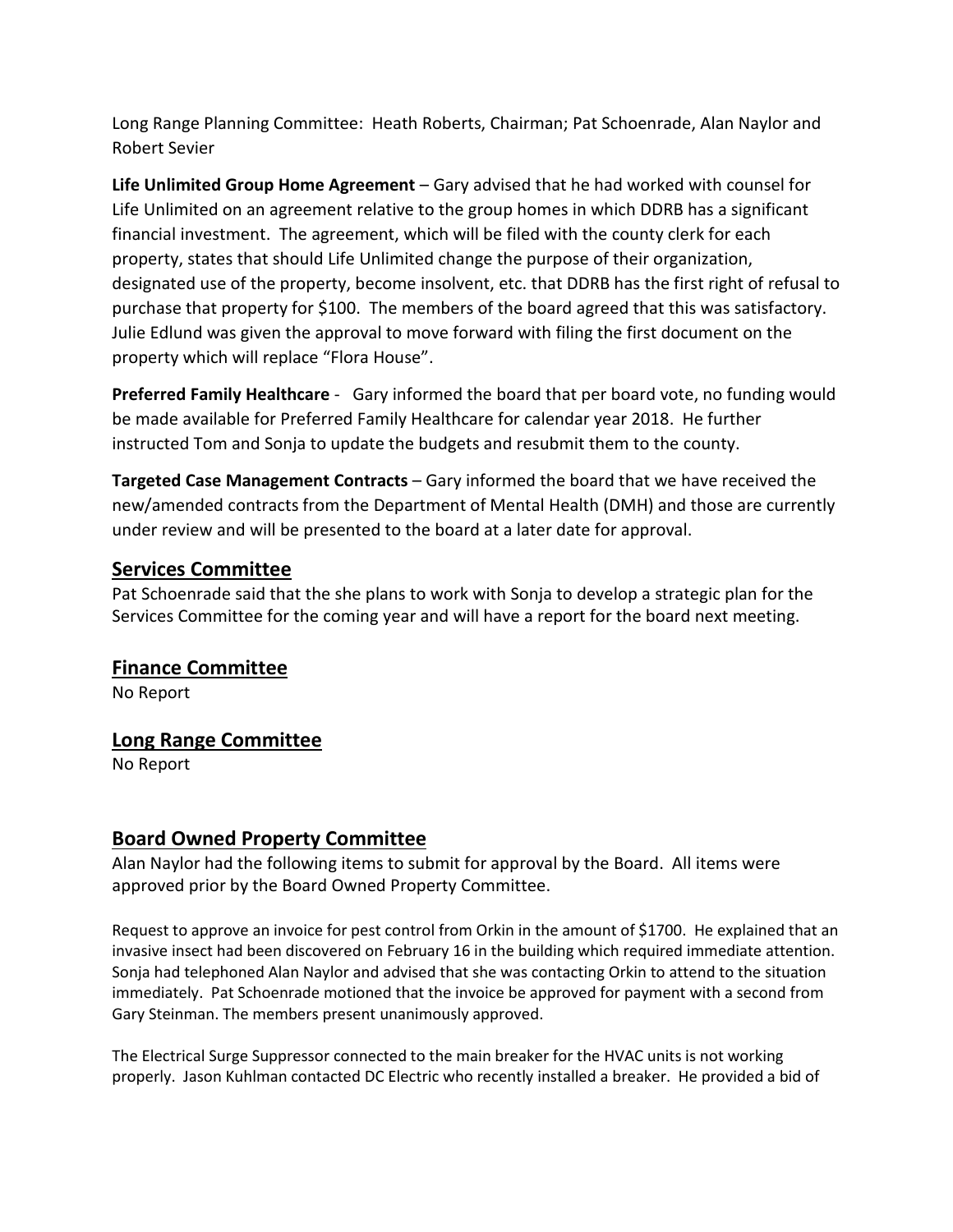Long Range Planning Committee: Heath Roberts, Chairman; Pat Schoenrade, Alan Naylor and Robert Sevier

**Life Unlimited Group Home Agreement** – Gary advised that he had worked with counsel for Life Unlimited on an agreement relative to the group homes in which DDRB has a significant financial investment. The agreement, which will be filed with the county clerk for each property, states that should Life Unlimited change the purpose of their organization, designated use of the property, become insolvent, etc. that DDRB has the first right of refusal to purchase that property for $100. The members of the board agreed that this was satisfactory. Julie Edlund was given the approval to move forward with filing the first document on the property which will replace "Flora House".

**Preferred Family Healthcare** - Gary informed the board that per board vote, no funding would be made available for Preferred Family Healthcare for calendar year 2018. He further instructed Tom and Sonja to update the budgets and resubmit them to the county.

**Targeted Case Management Contracts** – Gary informed the board that we have received the new/amended contracts from the Department of Mental Health (DMH) and those are currently under review and will be presented to the board at a later date for approval.

## Services Committee

Pat Schoenrade said that the she plans to work with Sonja to develop a strategic plan for the Services Committee for the coming year and will have a report for the board next meeting.

## Finance Committee

No Report

## Long Range Committee

No Report

## Board Owned Property Committee

Alan Naylor had the following items to submit for approval by the Board. All items were approved prior by the Board Owned Property Committee.

Request to approve an invoice for pest control from Orkin in the amount of $1700. He explained that an invasive insect had been discovered on February 16 in the building which required immediate attention. Sonja had telephoned Alan Naylor and advised that she was contacting Orkin to attend to the situation immediately. Pat Schoenrade motioned that the invoice be approved for payment with a second from Gary Steinman. The members present unanimously approved.

The Electrical Surge Suppressor connected to the main breaker for the HVAC units is not working properly. Jason Kuhlman contacted DC Electric who recently installed a breaker. He provided a bid of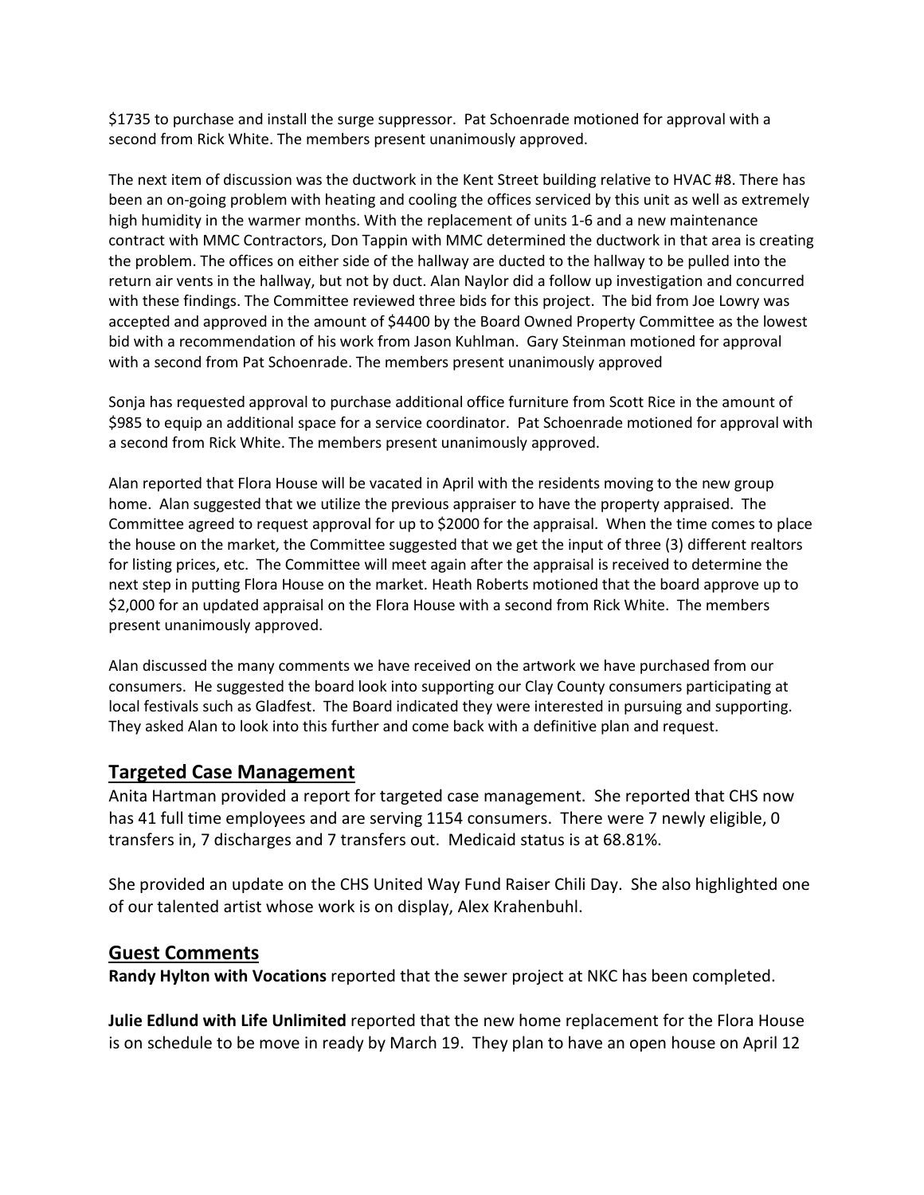$1735 to purchase and install the surge suppressor. Pat Schoenrade motioned for approval with a second from Rick White. The members present unanimously approved.

The next item of discussion was the ductwork in the Kent Street building relative to HVAC #8. There has been an on-going problem with heating and cooling the offices serviced by this unit as well as extremely high humidity in the warmer months. With the replacement of units 1-6 and a new maintenance contract with MMC Contractors, Don Tappin with MMC determined the ductwork in that area is creating the problem. The offices on either side of the hallway are ducted to the hallway to be pulled into the return air vents in the hallway, but not by duct. Alan Naylor did a follow up investigation and concurred with these findings. The Committee reviewed three bids for this project. The bid from Joe Lowry was accepted and approved in the amount of $4400 by the Board Owned Property Committee as the lowest bid with a recommendation of his work from Jason Kuhlman. Gary Steinman motioned for approval with a second from Pat Schoenrade. The members present unanimously approved

Sonja has requested approval to purchase additional office furniture from Scott Rice in the amount of $985 to equip an additional space for a service coordinator. Pat Schoenrade motioned for approval with a second from Rick White. The members present unanimously approved.

Alan reported that Flora House will be vacated in April with the residents moving to the new group home. Alan suggested that we utilize the previous appraiser to have the property appraised. The Committee agreed to request approval for up to $2000 for the appraisal. When the time comes to place the house on the market, the Committee suggested that we get the input of three (3) different realtors for listing prices, etc. The Committee will meet again after the appraisal is received to determine the next step in putting Flora House on the market. Heath Roberts motioned that the board approve up to $2,000 for an updated appraisal on the Flora House with a second from Rick White. The members present unanimously approved.

Alan discussed the many comments we have received on the artwork we have purchased from our consumers. He suggested the board look into supporting our Clay County consumers participating at local festivals such as Gladfest. The Board indicated they were interested in pursuing and supporting. They asked Alan to look into this further and come back with a definitive plan and request.

## Targeted Case Management

Anita Hartman provided a report for targeted case management. She reported that CHS now has 41 full time employees and are serving 1154 consumers. There were 7 newly eligible, 0 transfers in, 7 discharges and 7 transfers out. Medicaid status is at 68.81%.

She provided an update on the CHS United Way Fund Raiser Chili Day. She also highlighted one of our talented artist whose work is on display, Alex Krahenbuhl.

## Guest Comments

**Randy Hylton with Vocations** reported that the sewer project at NKC has been completed.

**Julie Edlund with Life Unlimited** reported that the new home replacement for the Flora House is on schedule to be move in ready by March 19. They plan to have an open house on April 12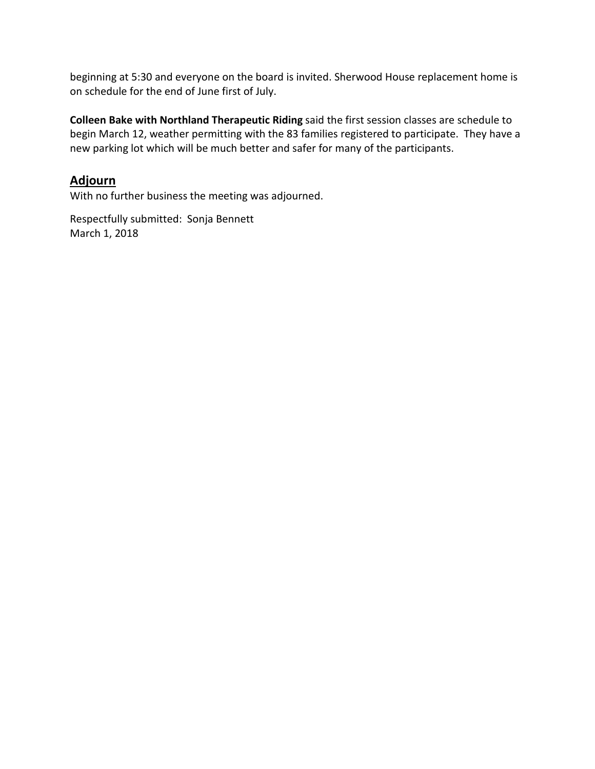beginning at 5:30 and everyone on the board is invited. Sherwood House replacement home is on schedule for the end of June first of July.

**Colleen Bake with Northland Therapeutic Riding** said the first session classes are schedule to begin March 12, weather permitting with the 83 families registered to participate. They have a new parking lot which will be much better and safer for many of the participants.

## Adjourn

With no further business the meeting was adjourned.

Respectfully submitted: Sonja Bennett
March 1, 2018